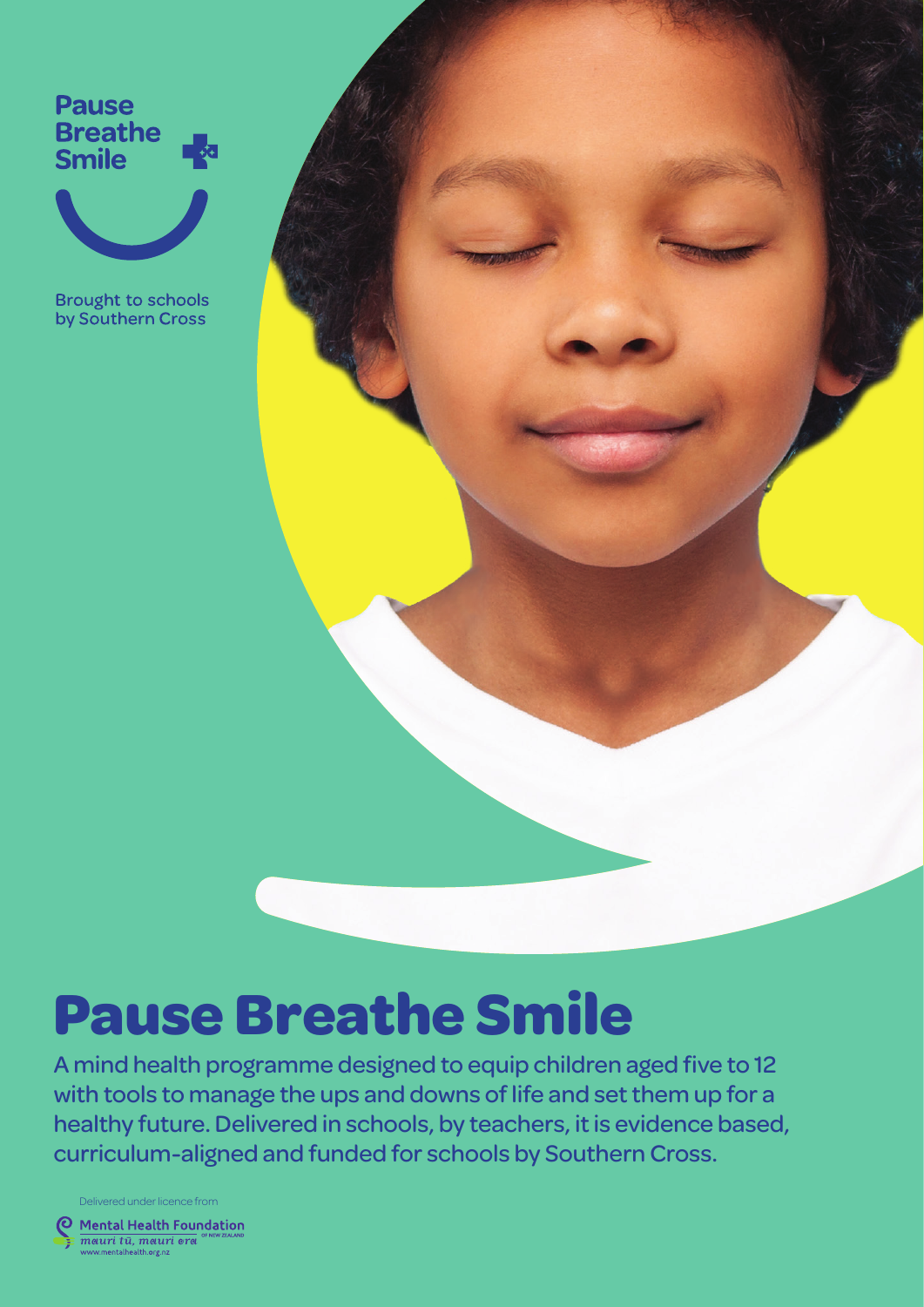Pause
Breathe
Smile

Brought to schools
by Southern Cross

# Pause Breathe Smile

A mind health programme designed to equip children aged five to 12 with tools to manage the ups and downs of life and set them up for a healthy future. Delivered in schools, by teachers, it is evidence based, curriculum-aligned and funded for schools by Southern Cross.

Delivered under licence from

Mental Health Foundation of New Zealand
*mauri tū, mauri ora*
www.mentalhealth.org.nz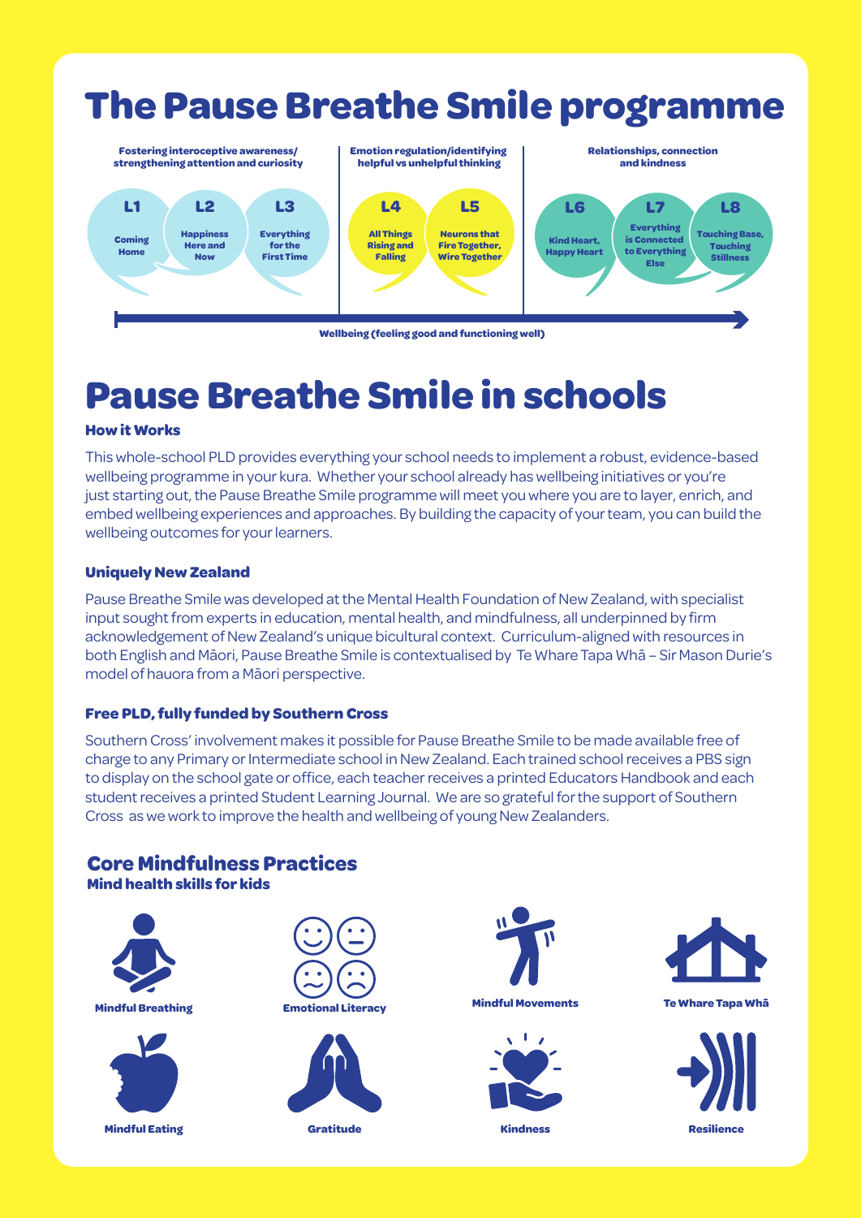# The Pause Breathe Smile programme

**Fostering interoceptive awareness/ strengthening attention and curiosity**

- **L1** Coming Home
- **L2** Happiness Here and Now
- **L3** Everything for the First Time

**Emotion regulation/identifying helpful vs unhelpful thinking**

- **L4** All Things Rising and Falling
- **L5** Neurons that Fire Together, Wire Together

**Relationships, connection and kindness**

- **L6** Kind Heart, Happy Heart
- **L7** Everything is Connected to Everything Else
- **L8** Touching Base, Touching Stillness

**Wellbeing (feeling good and functioning well)**

# Pause Breathe Smile in schools

### How it Works

This whole-school PLD provides everything your school needs to implement a robust, evidence-based wellbeing programme in your kura. Whether your school already has wellbeing initiatives or you're just starting out, the Pause Breathe Smile programme will meet you where you are to layer, enrich, and embed wellbeing experiences and approaches. By building the capacity of your team, you can build the wellbeing outcomes for your learners.

### Uniquely New Zealand

Pause Breathe Smile was developed at the Mental Health Foundation of New Zealand, with specialist input sought from experts in education, mental health, and mindfulness, all underpinned by firm acknowledgement of New Zealand's unique bicultural context. Curriculum-aligned with resources in both English and Māori, Pause Breathe Smile is contextualised by Te Whare Tapa Whā – Sir Mason Durie's model of hauora from a Māori perspective.

### Free PLD, fully funded by Southern Cross

Southern Cross' involvement makes it possible for Pause Breathe Smile to be made available free of charge to any Primary or Intermediate school in New Zealand. Each trained school receives a PBS sign to display on the school gate or office, each teacher receives a printed Educators Handbook and each student receives a printed Student Learning Journal. We are so grateful for the support of Southern Cross as we work to improve the health and wellbeing of young New Zealanders.

## Core Mindfulness Practices

**Mind health skills for kids**

- Mindful Breathing
- Emotional Literacy
- Mindful Movements
- Te Whare Tapa Whā
- Mindful Eating
- Gratitude
- Kindness
- Resilience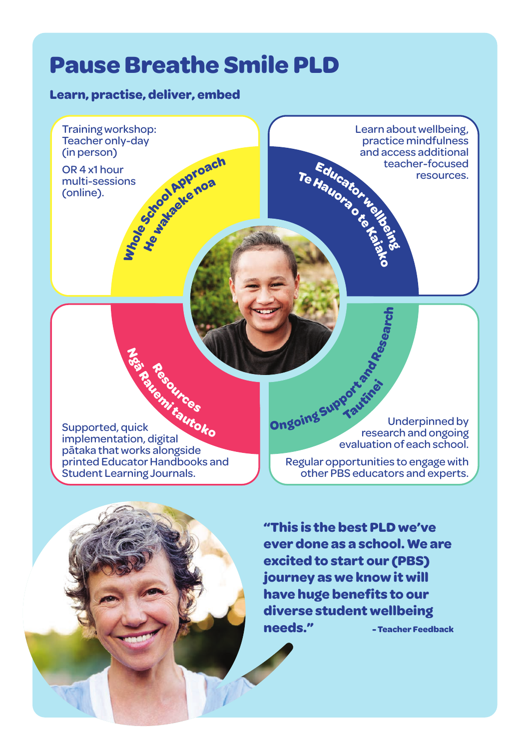# Pause Breathe Smile PLD

**Learn, practise, deliver, embed**

## Whole School Approach
### He wakaaeke noa

Training workshop: Teacher only-day (in person)

OR 4 x1 hour multi-sessions (online).

## Educator wellbeing
### Te Hauora o te Kaiako

Learn about wellbeing, practice mindfulness and access additional teacher-focused resources.

## Resources
### Ngā Rauemi tautoko

Supported, quick implementation, digital pātaka that works alongside printed Educator Handbooks and Student Learning Journals.

## Ongoing Support and Research
### Tautīnei

Underpinned by research and ongoing evaluation of each school.

Regular opportunities to engage with other PBS educators and experts.

**"This is the best PLD we've ever done as a school. We are excited to start our (PBS) journey as we know it will have huge benefits to our diverse student wellbeing needs."**

**- Teacher Feedback**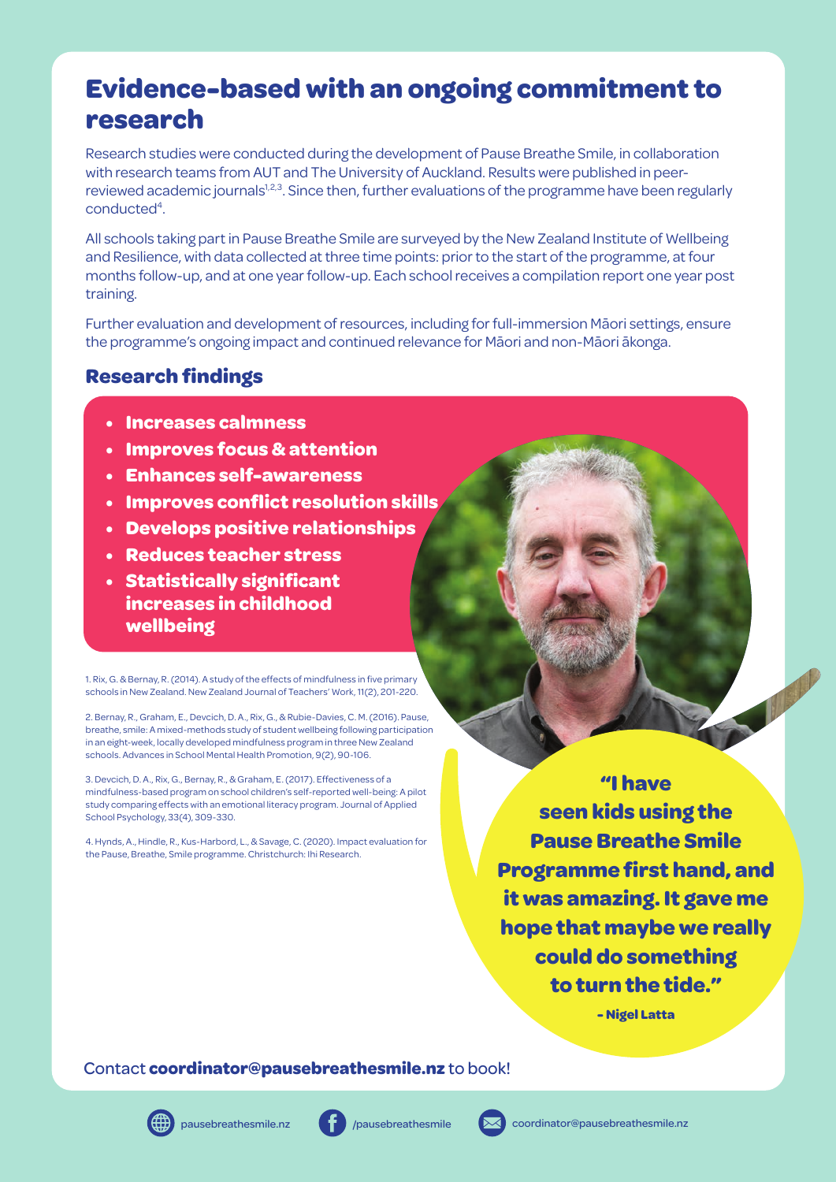# Evidence-based with an ongoing commitment to research

Research studies were conducted during the development of Pause Breathe Smile, in collaboration with research teams from AUT and The University of Auckland. Results were published in peer-reviewed academic journals[1,2,3]. Since then, further evaluations of the programme have been regularly conducted[4].

All schools taking part in Pause Breathe Smile are surveyed by the New Zealand Institute of Wellbeing and Resilience, with data collected at three time points: prior to the start of the programme, at four months follow-up, and at one year follow-up. Each school receives a compilation report one year post training.

Further evaluation and development of resources, including for full-immersion Māori settings, ensure the programme's ongoing impact and continued relevance for Māori and non-Māori ākonga.

## Research findings

- **Increases calmness**
- **Improves focus & attention**
- **Enhances self-awareness**
- **Improves conflict resolution skills**
- **Develops positive relationships**
- **Reduces teacher stress**
- **Statistically significant increases in childhood wellbeing**

1. Rix, G. & Bernay, R. (2014). A study of the effects of mindfulness in five primary schools in New Zealand. New Zealand Journal of Teachers' Work, 11(2), 201-220.

2. Bernay, R., Graham, E., Devcich, D. A., Rix, G., & Rubie-Davies, C. M. (2016). Pause, breathe, smile: A mixed-methods study of student wellbeing following participation in an eight-week, locally developed mindfulness program in three New Zealand schools. Advances in School Mental Health Promotion, 9(2), 90-106.

3. Devcich, D. A., Rix, G., Bernay, R., & Graham, E. (2017). Effectiveness of a mindfulness-based program on school children's self-reported well-being: A pilot study comparing effects with an emotional literacy program. Journal of Applied School Psychology, 33(4), 309-330.

4. Hynds, A., Hindle, R., Kus-Harbord, L., & Savage, C. (2020). Impact evaluation for the Pause, Breathe, Smile programme. Christchurch: Ihi Research.

**"I have seen kids using the Pause Breathe Smile Programme first hand, and it was amazing. It gave me hope that maybe we really could do something to turn the tide."**

**- Nigel Latta**

Contact **coordinator@pausebreathesmile.nz** to book!

pausebreathesmile.nz | /pausebreathesmile | coordinator@pausebreathesmile.nz